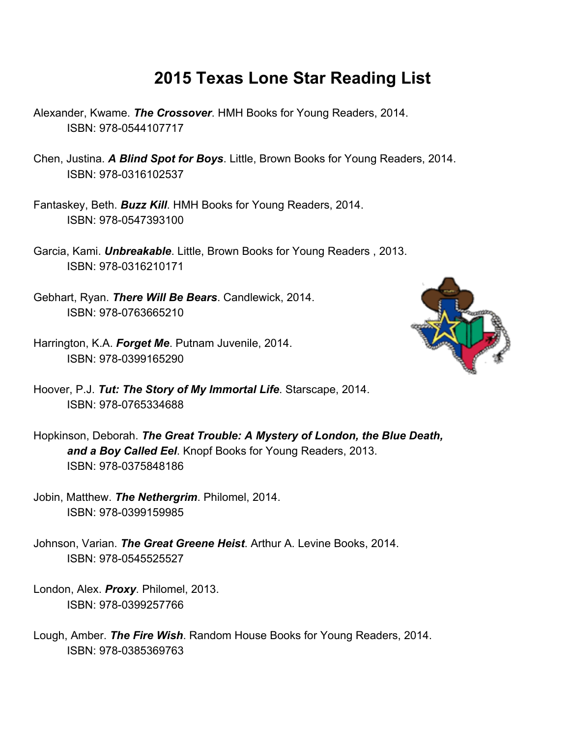# 2015 Texas Lone Star Reading List

Alexander, Kwame. ***The Crossover***. HMH Books for Young Readers, 2014.
ISBN: 978-0544107717

Chen, Justina. ***A Blind Spot for Boys***. Little, Brown Books for Young Readers, 2014.
ISBN: 978-0316102537

Fantaskey, Beth. ***Buzz Kill***. HMH Books for Young Readers, 2014.
ISBN: 978-0547393100

Garcia, Kami. ***Unbreakable***. Little, Brown Books for Young Readers , 2013.
ISBN: 978-0316210171

Gebhart, Ryan. ***There Will Be Bears***. Candlewick, 2014.
ISBN: 978-0763665210

Harrington, K.A. ***Forget Me***. Putnam Juvenile, 2014.
ISBN: 978-0399165290

Hoover, P.J. ***Tut: The Story of My Immortal Life***. Starscape, 2014.
ISBN: 978-0765334688

Hopkinson, Deborah. ***The Great Trouble: A Mystery of London, the Blue Death, and a Boy Called Eel***. Knopf Books for Young Readers, 2013.
ISBN: 978-0375848186

Jobin, Matthew. ***The Nethergrim***. Philomel, 2014.
ISBN: 978-0399159985

Johnson, Varian. ***The Great Greene Heist***. Arthur A. Levine Books, 2014.
ISBN: 978-0545525527

London, Alex. ***Proxy***. Philomel, 2013.
ISBN: 978-0399257766

Lough, Amber. ***The Fire Wish***. Random House Books for Young Readers, 2014.
ISBN: 978-0385369763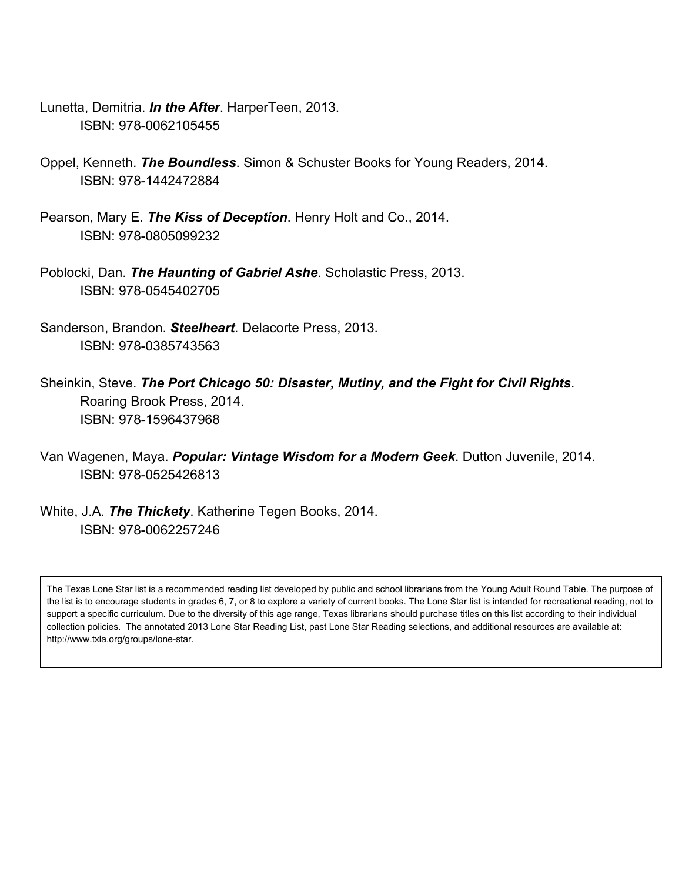Lunetta, Demitria. ***In the After***. HarperTeen, 2013.
ISBN: 978-0062105455

Oppel, Kenneth. ***The Boundless***. Simon & Schuster Books for Young Readers, 2014.
ISBN: 978-1442472884

Pearson, Mary E. ***The Kiss of Deception***. Henry Holt and Co., 2014.
ISBN: 978-0805099232

Poblocki, Dan. ***The Haunting of Gabriel Ashe***. Scholastic Press, 2013.
ISBN: 978-0545402705

Sanderson, Brandon. ***Steelheart***. Delacorte Press, 2013.
ISBN: 978-0385743563

Sheinkin, Steve. ***The Port Chicago 50: Disaster, Mutiny, and the Fight for Civil Rights***.
Roaring Brook Press, 2014.
ISBN: 978-1596437968

Van Wagenen, Maya. ***Popular: Vintage Wisdom for a Modern Geek***. Dutton Juvenile, 2014.
ISBN: 978-0525426813

White, J.A. ***The Thickety***. Katherine Tegen Books, 2014.
ISBN: 978-0062257246

The Texas Lone Star list is a recommended reading list developed by public and school librarians from the Young Adult Round Table. The purpose of the list is to encourage students in grades 6, 7, or 8 to explore a variety of current books. The Lone Star list is intended for recreational reading, not to support a specific curriculum. Due to the diversity of this age range, Texas librarians should purchase titles on this list according to their individual collection policies. The annotated 2013 Lone Star Reading List, past Lone Star Reading selections, and additional resources are available at: http://www.txla.org/groups/lone-star.